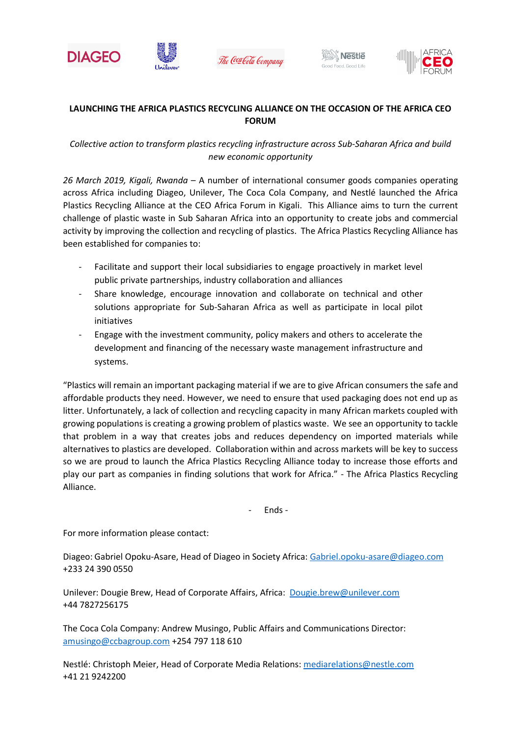# LAUNCHING THE AFRICA PLASTICS RECYCLING ALLIANCE ON THE OCCASION OF THE AFRICA CEO FORUM

*Collective action to transform plastics recycling infrastructure across Sub-Saharan Africa and build new economic opportunity*

*26 March 2019, Kigali, Rwanda* – A number of international consumer goods companies operating across Africa including Diageo, Unilever, The Coca Cola Company, and Nestlé launched the Africa Plastics Recycling Alliance at the CEO Africa Forum in Kigali. This Alliance aims to turn the current challenge of plastic waste in Sub Saharan Africa into an opportunity to create jobs and commercial activity by improving the collection and recycling of plastics. The Africa Plastics Recycling Alliance has been established for companies to:

- Facilitate and support their local subsidiaries to engage proactively in market level public private partnerships, industry collaboration and alliances
- Share knowledge, encourage innovation and collaborate on technical and other solutions appropriate for Sub-Saharan Africa as well as participate in local pilot initiatives
- Engage with the investment community, policy makers and others to accelerate the development and financing of the necessary waste management infrastructure and systems.

"Plastics will remain an important packaging material if we are to give African consumers the safe and affordable products they need. However, we need to ensure that used packaging does not end up as litter. Unfortunately, a lack of collection and recycling capacity in many African markets coupled with growing populations is creating a growing problem of plastics waste. We see an opportunity to tackle that problem in a way that creates jobs and reduces dependency on imported materials while alternatives to plastics are developed. Collaboration within and across markets will be key to success so we are proud to launch the Africa Plastics Recycling Alliance today to increase those efforts and play our part as companies in finding solutions that work for Africa." - The Africa Plastics Recycling Alliance.

\- Ends -

For more information please contact:

Diageo: Gabriel Opoku-Asare, Head of Diageo in Society Africa: Gabriel.opoku-asare@diageo.com +233 24 390 0550

Unilever: Dougie Brew, Head of Corporate Affairs, Africa: Dougie.brew@unilever.com +44 7827256175

The Coca Cola Company: Andrew Musingo, Public Affairs and Communications Director: amusingo@ccbagroup.com +254 797 118 610

Nestlé: Christoph Meier, Head of Corporate Media Relations: mediarelations@nestle.com +41 21 9242200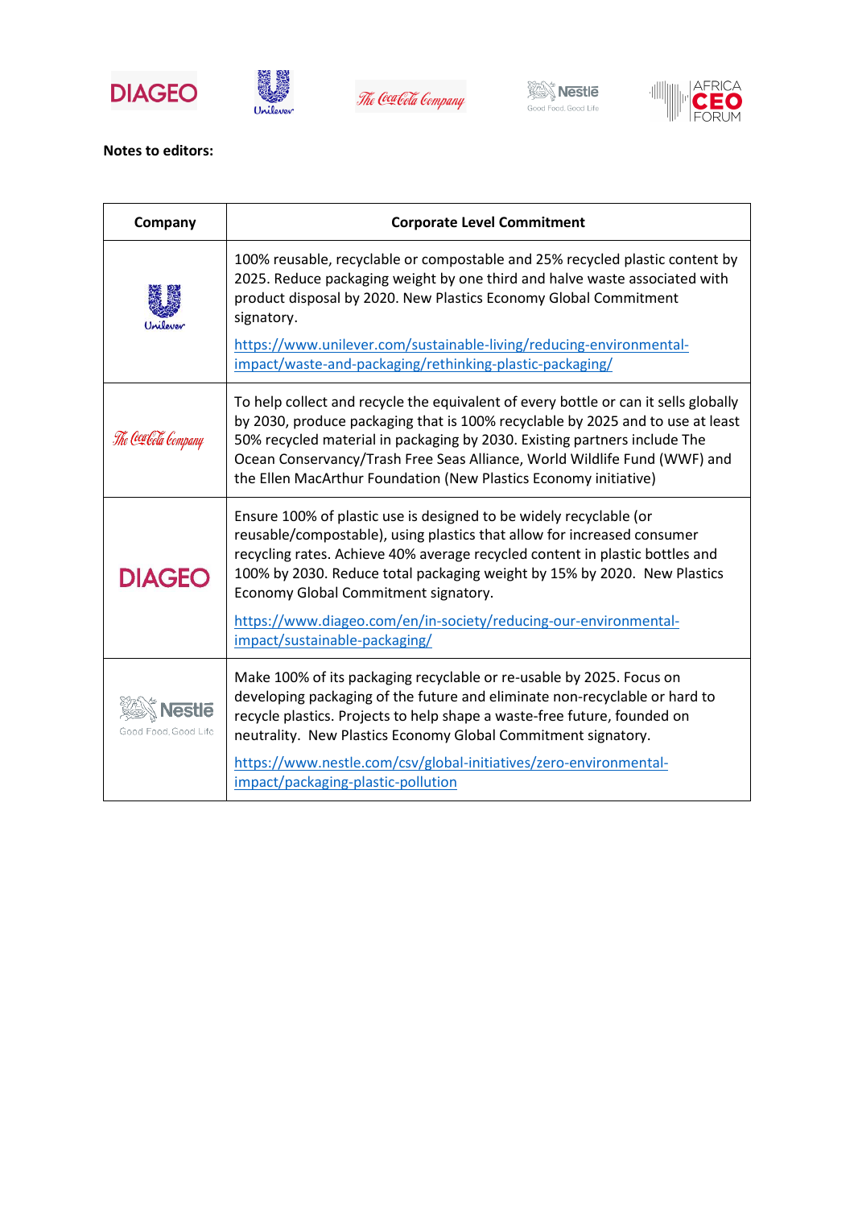**Notes to editors:**

| Company | Corporate Level Commitment |
|---|---|
| Unilever | 100% reusable, recyclable or compostable and 25% recycled plastic content by 2025. Reduce packaging weight by one third and halve waste associated with product disposal by 2020. New Plastics Economy Global Commitment signatory. https://www.unilever.com/sustainable-living/reducing-environmental-impact/waste-and-packaging/rethinking-plastic-packaging/ |
| The Coca-Cola Company | To help collect and recycle the equivalent of every bottle or can it sells globally by 2030, produce packaging that is 100% recyclable by 2025 and to use at least 50% recycled material in packaging by 2030. Existing partners include The Ocean Conservancy/Trash Free Seas Alliance, World Wildlife Fund (WWF) and the Ellen MacArthur Foundation (New Plastics Economy initiative) |
| DIAGEO | Ensure 100% of plastic use is designed to be widely recyclable (or reusable/compostable), using plastics that allow for increased consumer recycling rates. Achieve 40% average recycled content in plastic bottles and 100% by 2030. Reduce total packaging weight by 15% by 2020. New Plastics Economy Global Commitment signatory. https://www.diageo.com/en/in-society/reducing-our-environmental-impact/sustainable-packaging/ |
| Nestlé Good Food, Good Life | Make 100% of its packaging recyclable or re-usable by 2025. Focus on developing packaging of the future and eliminate non-recyclable or hard to recycle plastics. Projects to help shape a waste-free future, founded on neutrality. New Plastics Economy Global Commitment signatory. https://www.nestle.com/csv/global-initiatives/zero-environmental-impact/packaging-plastic-pollution |